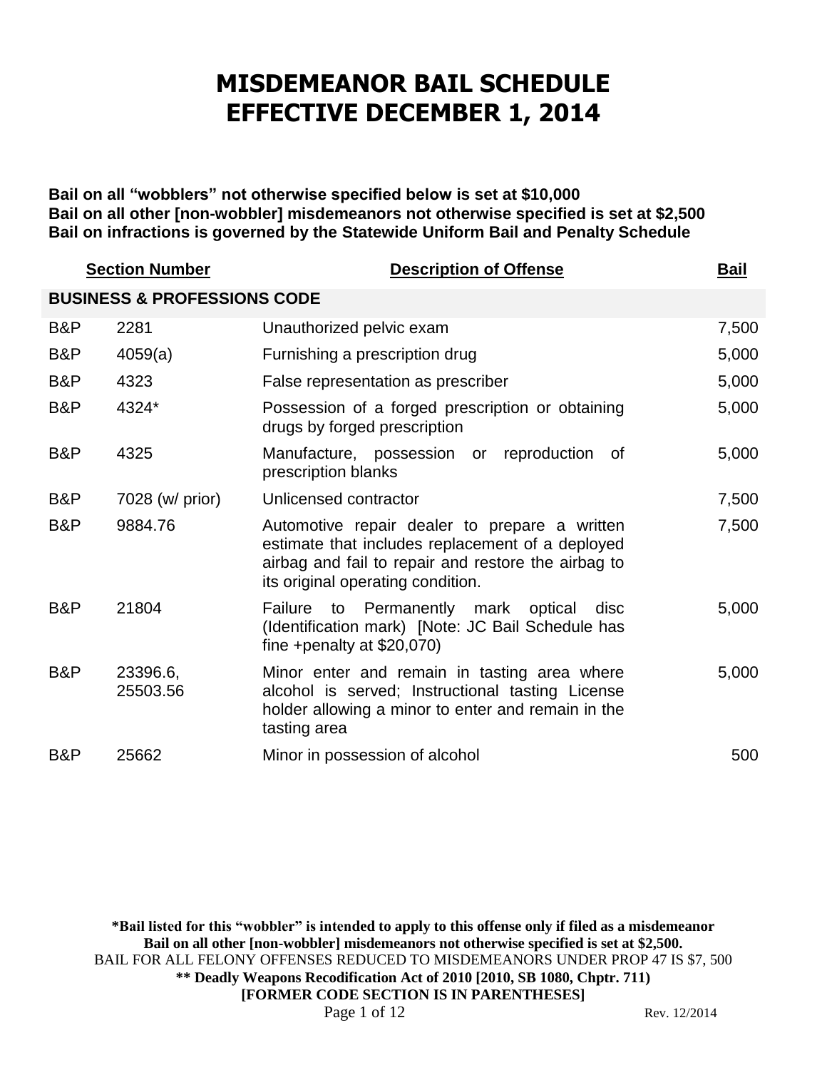# MISDEMEANOR BAIL SCHEDULE
# EFFECTIVE DECEMBER 1, 2014

**Bail on all "wobblers" not otherwise specified below is set at $10,000**
**Bail on all other [non-wobbler] misdemeanors not otherwise specified is set at $2,500**
**Bail on infractions is governed by the Statewide Uniform Bail and Penalty Schedule**

| Section Number | | Description of Offense | Bail |
|---|---|---|---|
| **BUSINESS & PROFESSIONS CODE** | | | |
| B&P | 2281 | Unauthorized pelvic exam | 7,500 |
| B&P | 4059(a) | Furnishing a prescription drug | 5,000 |
| B&P | 4323 | False representation as prescriber | 5,000 |
| B&P | 4324* | Possession of a forged prescription or obtaining drugs by forged prescription | 5,000 |
| B&P | 4325 | Manufacture, possession or reproduction of prescription blanks | 5,000 |
| B&P | 7028 (w/ prior) | Unlicensed contractor | 7,500 |
| B&P | 9884.76 | Automotive repair dealer to prepare a written estimate that includes replacement of a deployed airbag and fail to repair and restore the airbag to its original operating condition. | 7,500 |
| B&P | 21804 | Failure to Permanently mark optical disc (Identification mark) [Note: JC Bail Schedule has fine +penalty at $20,070) | 5,000 |
| B&P | 23396.6, 25503.56 | Minor enter and remain in tasting area where alcohol is served; Instructional tasting License holder allowing a minor to enter and remain in the tasting area | 5,000 |
| B&P | 25662 | Minor in possession of alcohol | 500 |

**\*Bail listed for this "wobbler" is intended to apply to this offense only if filed as a misdemeanor**
**Bail on all other [non-wobbler] misdemeanors not otherwise specified is set at $2,500.**
BAIL FOR ALL FELONY OFFENSES REDUCED TO MISDEMEANORS UNDER PROP 47 IS $7, 500
**\*\* Deadly Weapons Recodification Act of 2010 [2010, SB 1080, Chptr. 711)**
**[FORMER CODE SECTION IS IN PARENTHESES]**

Rev. 12/2014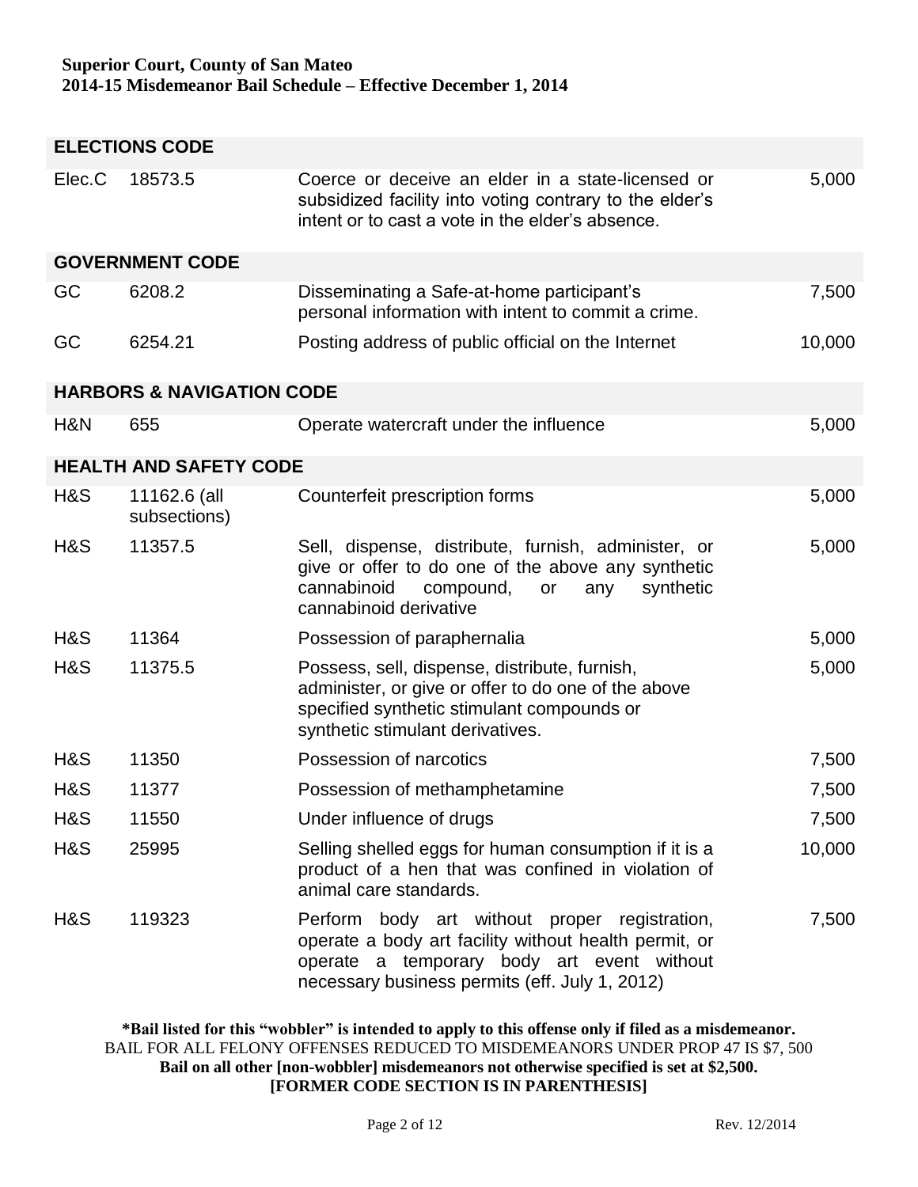**Superior Court, County of San Mateo**
**2014-15 Misdemeanor Bail Schedule – Effective December 1, 2014**

| | | | |
|---|---|---|---|
| **ELECTIONS CODE** | | | |
| Elec.C | 18573.5 | Coerce or deceive an elder in a state-licensed or subsidized facility into voting contrary to the elder's intent or to cast a vote in the elder's absence. | 5,000 |
| **GOVERNMENT CODE** | | | |
| GC | 6208.2 | Disseminating a Safe-at-home participant's personal information with intent to commit a crime. | 7,500 |
| GC | 6254.21 | Posting address of public official on the Internet | 10,000 |
| **HARBORS & NAVIGATION CODE** | | | |
| H&N | 655 | Operate watercraft under the influence | 5,000 |
| **HEALTH AND SAFETY CODE** | | | |
| H&S | 11162.6 (all subsections) | Counterfeit prescription forms | 5,000 |
| H&S | 11357.5 | Sell, dispense, distribute, furnish, administer, or give or offer to do one of the above any synthetic cannabinoid compound, or any synthetic cannabinoid derivative | 5,000 |
| H&S | 11364 | Possession of paraphernalia | 5,000 |
| H&S | 11375.5 | Possess, sell, dispense, distribute, furnish, administer, or give or offer to do one of the above specified synthetic stimulant compounds or synthetic stimulant derivatives. | 5,000 |
| H&S | 11350 | Possession of narcotics | 7,500 |
| H&S | 11377 | Possession of methamphetamine | 7,500 |
| H&S | 11550 | Under influence of drugs | 7,500 |
| H&S | 25995 | Selling shelled eggs for human consumption if it is a product of a hen that was confined in violation of animal care standards. | 10,000 |
| H&S | 119323 | Perform body art without proper registration, operate a body art facility without health permit, or operate a temporary body art event without necessary business permits (eff. July 1, 2012) | 7,500 |

**\*Bail listed for this "wobbler" is intended to apply to this offense only if filed as a misdemeanor.**
BAIL FOR ALL FELONY OFFENSES REDUCED TO MISDEMEANORS UNDER PROP 47 IS $7, 500
**Bail on all other [non-wobbler] misdemeanors not otherwise specified is set at $2,500.**
**[FORMER CODE SECTION IS IN PARENTHESIS]**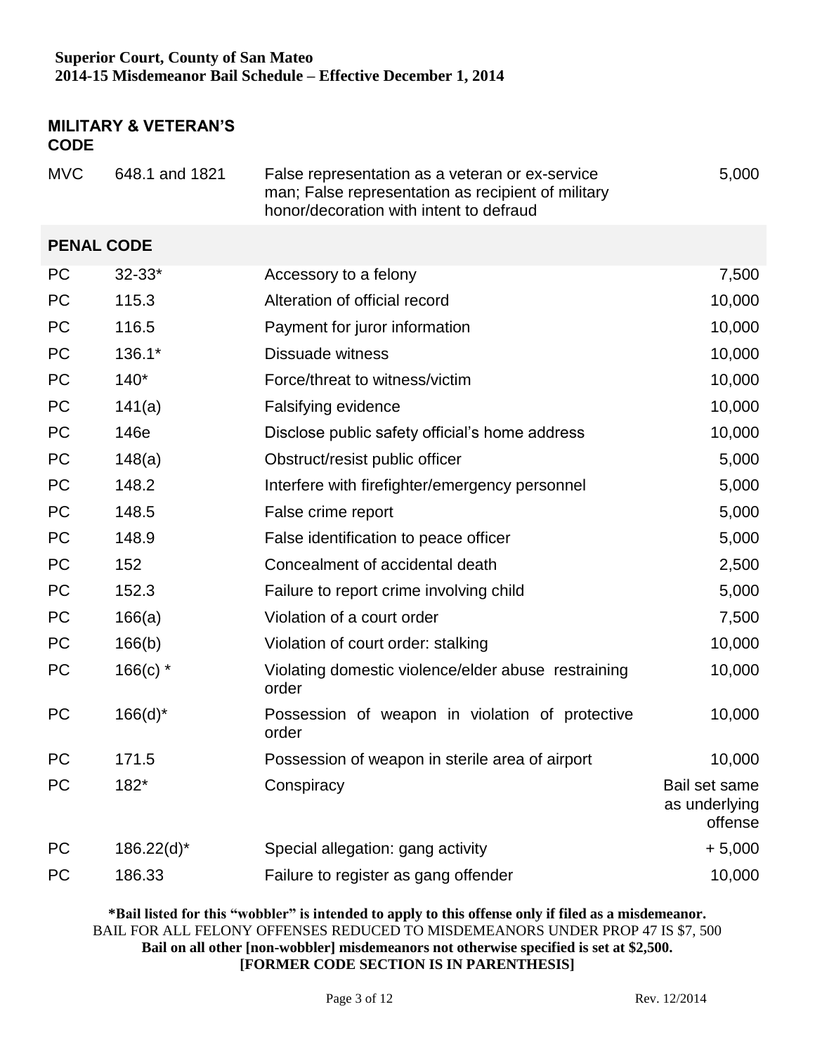## MILITARY & VETERAN'S CODE

| | | | |
|---|---|---|---|
| MVC | 648.1 and 1821 | False representation as a veteran or ex-service man; False representation as recipient of military honor/decoration with intent to defraud | 5,000 |

## PENAL CODE

| | | | |
|---|---|---|---|
| PC | 32-33* | Accessory to a felony | 7,500 |
| PC | 115.3 | Alteration of official record | 10,000 |
| PC | 116.5 | Payment for juror information | 10,000 |
| PC | 136.1* | Dissuade witness | 10,000 |
| PC | 140* | Force/threat to witness/victim | 10,000 |
| PC | 141(a) | Falsifying evidence | 10,000 |
| PC | 146e | Disclose public safety official's home address | 10,000 |
| PC | 148(a) | Obstruct/resist public officer | 5,000 |
| PC | 148.2 | Interfere with firefighter/emergency personnel | 5,000 |
| PC | 148.5 | False crime report | 5,000 |
| PC | 148.9 | False identification to peace officer | 5,000 |
| PC | 152 | Concealment of accidental death | 2,500 |
| PC | 152.3 | Failure to report crime involving child | 5,000 |
| PC | 166(a) | Violation of a court order | 7,500 |
| PC | 166(b) | Violation of court order: stalking | 10,000 |
| PC | 166(c) * | Violating domestic violence/elder abuse restraining order | 10,000 |
| PC | 166(d)* | Possession of weapon in violation of protective order | 10,000 |
| PC | 171.5 | Possession of weapon in sterile area of airport | 10,000 |
| PC | 182* | Conspiracy | Bail set same as underlying offense |
| PC | 186.22(d)* | Special allegation: gang activity | + 5,000 |
| PC | 186.33 | Failure to register as gang offender | 10,000 |

**\*Bail listed for this "wobbler" is intended to apply to this offense only if filed as a misdemeanor.**
BAIL FOR ALL FELONY OFFENSES REDUCED TO MISDEMEANORS UNDER PROP 47 IS $7, 500
**Bail on all other [non-wobbler] misdemeanors not otherwise specified is set at $2,500.**
**[FORMER CODE SECTION IS IN PARENTHESIS]**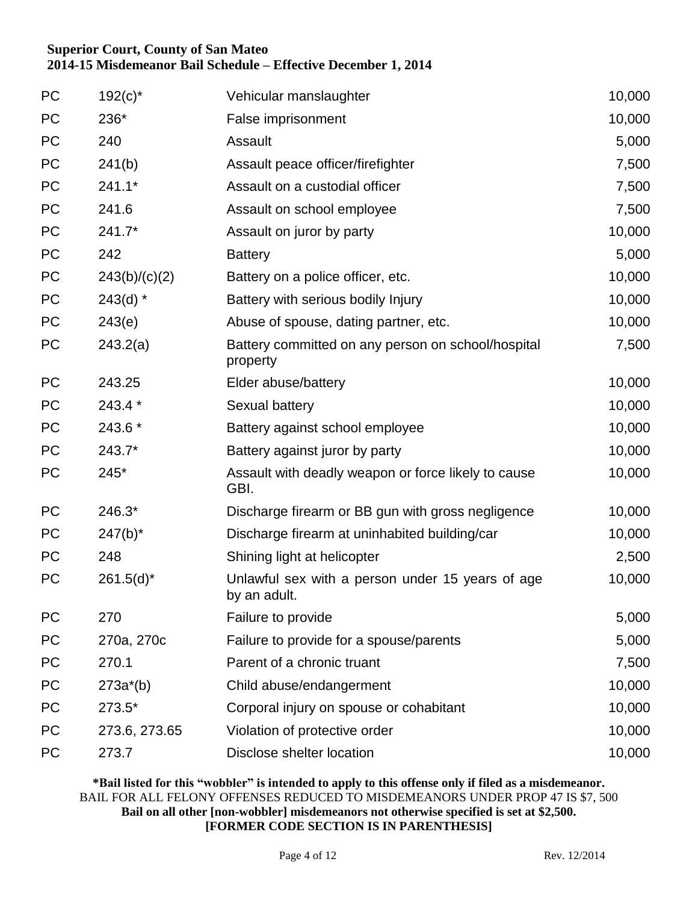**Superior Court, County of San Mateo**
**2014-15 Misdemeanor Bail Schedule – Effective December 1, 2014**

| | | | |
|---|---|---|---|
| PC | 192(c)* | Vehicular manslaughter | 10,000 |
| PC | 236* | False imprisonment | 10,000 |
| PC | 240 | Assault | 5,000 |
| PC | 241(b) | Assault peace officer/firefighter | 7,500 |
| PC | 241.1* | Assault on a custodial officer | 7,500 |
| PC | 241.6 | Assault on school employee | 7,500 |
| PC | 241.7* | Assault on juror by party | 10,000 |
| PC | 242 | Battery | 5,000 |
| PC | 243(b)/(c)(2) | Battery on a police officer, etc. | 10,000 |
| PC | 243(d) * | Battery with serious bodily Injury | 10,000 |
| PC | 243(e) | Abuse of spouse, dating partner, etc. | 10,000 |
| PC | 243.2(a) | Battery committed on any person on school/hospital property | 7,500 |
| PC | 243.25 | Elder abuse/battery | 10,000 |
| PC | 243.4 * | Sexual battery | 10,000 |
| PC | 243.6 * | Battery against school employee | 10,000 |
| PC | 243.7* | Battery against juror by party | 10,000 |
| PC | 245* | Assault with deadly weapon or force likely to cause GBI. | 10,000 |
| PC | 246.3* | Discharge firearm or BB gun with gross negligence | 10,000 |
| PC | 247(b)* | Discharge firearm at uninhabited building/car | 10,000 |
| PC | 248 | Shining light at helicopter | 2,500 |
| PC | 261.5(d)* | Unlawful sex with a person under 15 years of age by an adult. | 10,000 |
| PC | 270 | Failure to provide | 5,000 |
| PC | 270a, 270c | Failure to provide for a spouse/parents | 5,000 |
| PC | 270.1 | Parent of a chronic truant | 7,500 |
| PC | 273a*(b) | Child abuse/endangerment | 10,000 |
| PC | 273.5* | Corporal injury on spouse or cohabitant | 10,000 |
| PC | 273.6, 273.65 | Violation of protective order | 10,000 |
| PC | 273.7 | Disclose shelter location | 10,000 |

**\*Bail listed for this "wobbler" is intended to apply to this offense only if filed as a misdemeanor.**
BAIL FOR ALL FELONY OFFENSES REDUCED TO MISDEMEANORS UNDER PROP 47 IS $7, 500
**Bail on all other [non-wobbler] misdemeanors not otherwise specified is set at $2,500.**
**[FORMER CODE SECTION IS IN PARENTHESIS]**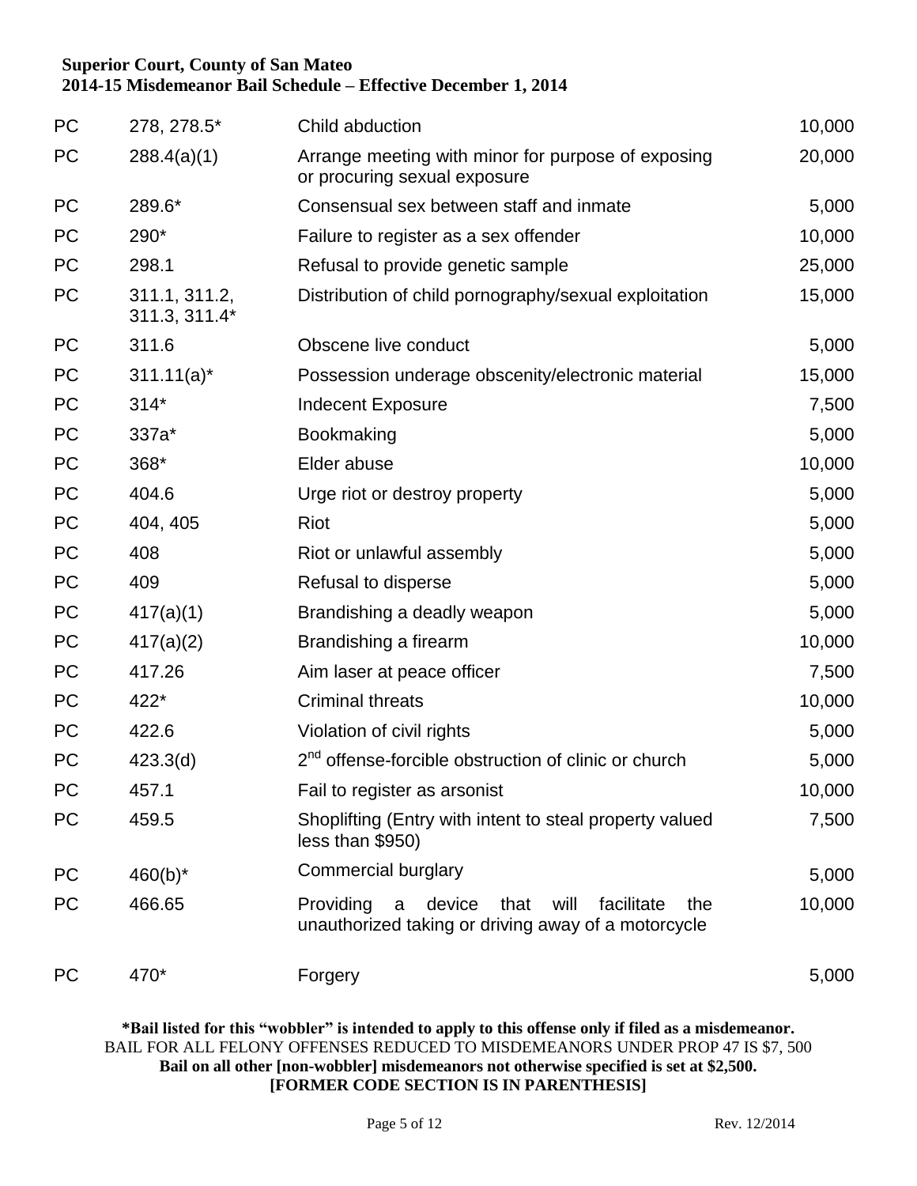**Superior Court, County of San Mateo**
**2014-15 Misdemeanor Bail Schedule – Effective December 1, 2014**

| | | | |
|---|---|---|---|
| PC | 278, 278.5* | Child abduction | 10,000 |
| PC | 288.4(a)(1) | Arrange meeting with minor for purpose of exposing or procuring sexual exposure | 20,000 |
| PC | 289.6* | Consensual sex between staff and inmate | 5,000 |
| PC | 290* | Failure to register as a sex offender | 10,000 |
| PC | 298.1 | Refusal to provide genetic sample | 25,000 |
| PC | 311.1, 311.2, 311.3, 311.4* | Distribution of child pornography/sexual exploitation | 15,000 |
| PC | 311.6 | Obscene live conduct | 5,000 |
| PC | 311.11(a)* | Possession underage obscenity/electronic material | 15,000 |
| PC | 314* | Indecent Exposure | 7,500 |
| PC | 337a* | Bookmaking | 5,000 |
| PC | 368* | Elder abuse | 10,000 |
| PC | 404.6 | Urge riot or destroy property | 5,000 |
| PC | 404, 405 | Riot | 5,000 |
| PC | 408 | Riot or unlawful assembly | 5,000 |
| PC | 409 | Refusal to disperse | 5,000 |
| PC | 417(a)(1) | Brandishing a deadly weapon | 5,000 |
| PC | 417(a)(2) | Brandishing a firearm | 10,000 |
| PC | 417.26 | Aim laser at peace officer | 7,500 |
| PC | 422* | Criminal threats | 10,000 |
| PC | 422.6 | Violation of civil rights | 5,000 |
| PC | 423.3(d) | 2nd offense-forcible obstruction of clinic or church | 5,000 |
| PC | 457.1 | Fail to register as arsonist | 10,000 |
| PC | 459.5 | Shoplifting (Entry with intent to steal property valued less than $950) | 7,500 |
| PC | 460(b)* | Commercial burglary | 5,000 |
| PC | 466.65 | Providing a device that will facilitate the unauthorized taking or driving away of a motorcycle | 10,000 |
| PC | 470* | Forgery | 5,000 |

**\*Bail listed for this "wobbler" is intended to apply to this offense only if filed as a misdemeanor.**
BAIL FOR ALL FELONY OFFENSES REDUCED TO MISDEMEANORS UNDER PROP 47 IS $7, 500
**Bail on all other [non-wobbler] misdemeanors not otherwise specified is set at $2,500.**
**[FORMER CODE SECTION IS IN PARENTHESIS]**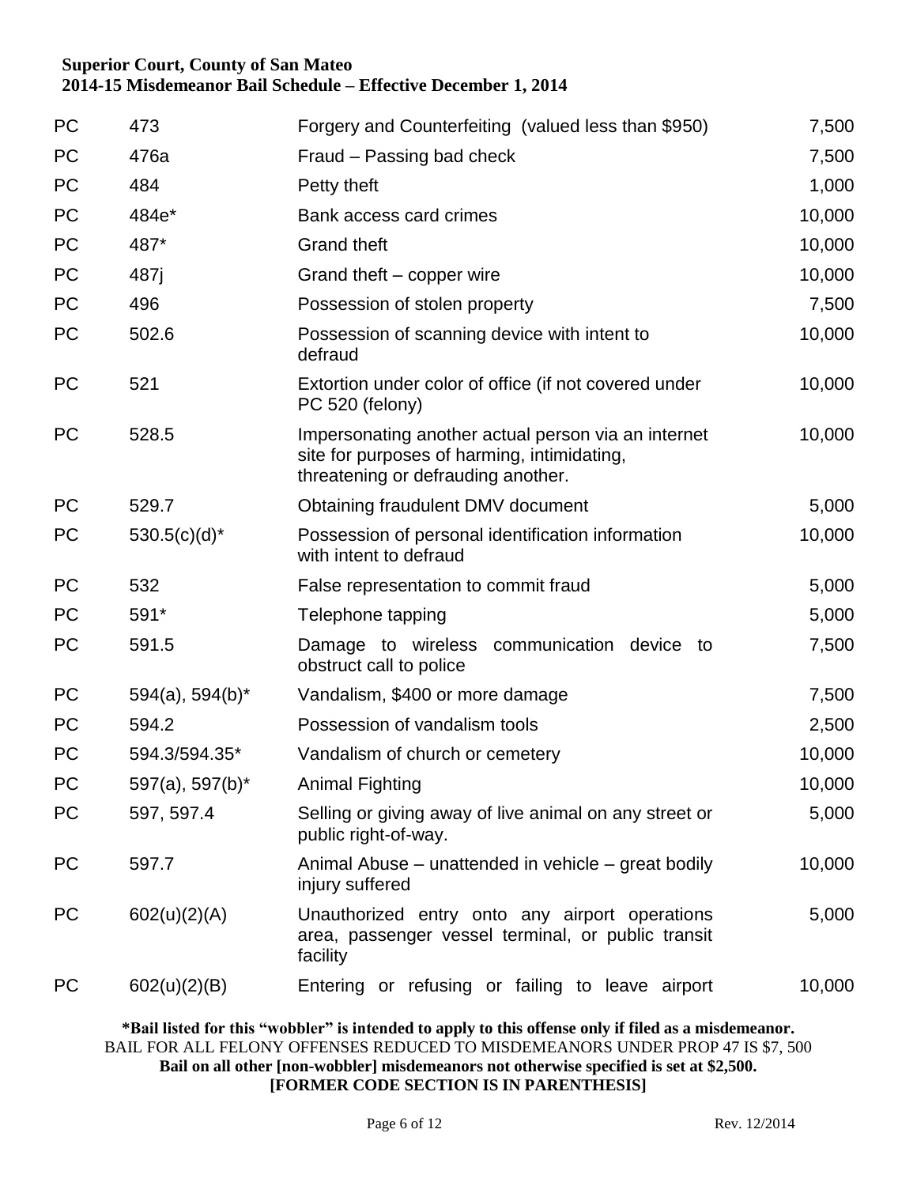| PC | 473 | Forgery and Counterfeiting (valued less than $950) | 7,500 |
|---|---|---|---|
| PC | 476a | Fraud – Passing bad check | 7,500 |
| PC | 484 | Petty theft | 1,000 |
| PC | 484e* | Bank access card crimes | 10,000 |
| PC | 487* | Grand theft | 10,000 |
| PC | 487j | Grand theft – copper wire | 10,000 |
| PC | 496 | Possession of stolen property | 7,500 |
| PC | 502.6 | Possession of scanning device with intent to defraud | 10,000 |
| PC | 521 | Extortion under color of office (if not covered under PC 520 (felony) | 10,000 |
| PC | 528.5 | Impersonating another actual person via an internet site for purposes of harming, intimidating, threatening or defrauding another. | 10,000 |
| PC | 529.7 | Obtaining fraudulent DMV document | 5,000 |
| PC | 530.5(c)(d)* | Possession of personal identification information with intent to defraud | 10,000 |
| PC | 532 | False representation to commit fraud | 5,000 |
| PC | 591* | Telephone tapping | 5,000 |
| PC | 591.5 | Damage to wireless communication device to obstruct call to police | 7,500 |
| PC | 594(a), 594(b)* | Vandalism, $400 or more damage | 7,500 |
| PC | 594.2 | Possession of vandalism tools | 2,500 |
| PC | 594.3/594.35* | Vandalism of church or cemetery | 10,000 |
| PC | 597(a), 597(b)* | Animal Fighting | 10,000 |
| PC | 597, 597.4 | Selling or giving away of live animal on any street or public right-of-way. | 5,000 |
| PC | 597.7 | Animal Abuse – unattended in vehicle – great bodily injury suffered | 10,000 |
| PC | 602(u)(2)(A) | Unauthorized entry onto any airport operations area, passenger vessel terminal, or public transit facility | 5,000 |
| PC | 602(u)(2)(B) | Entering or refusing or failing to leave airport | 10,000 |

**\*Bail listed for this "wobbler" is intended to apply to this offense only if filed as a misdemeanor.**
BAIL FOR ALL FELONY OFFENSES REDUCED TO MISDEMEANORS UNDER PROP 47 IS $7, 500
**Bail on all other [non-wobbler] misdemeanors not otherwise specified is set at $2,500.**
**[FORMER CODE SECTION IS IN PARENTHESIS]**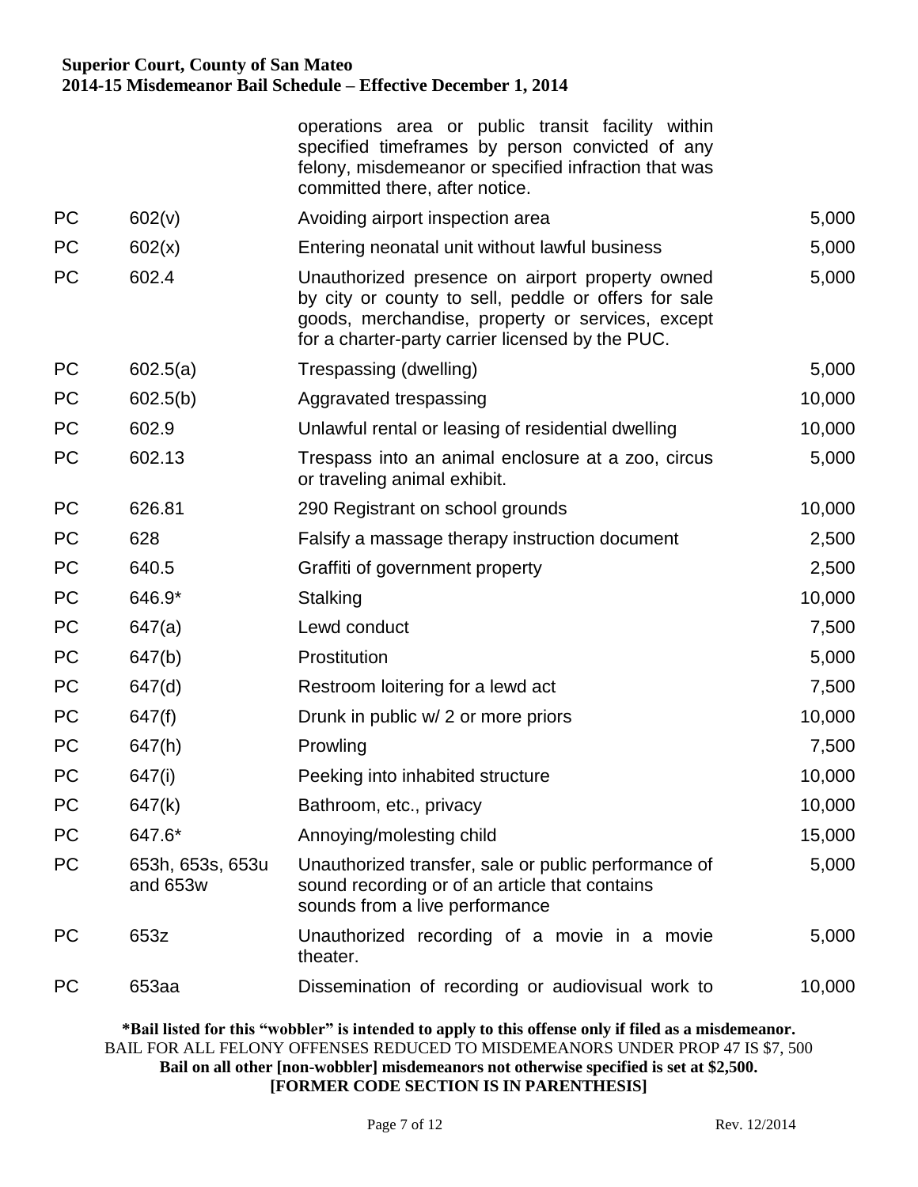| | | | |
|---|---|---|---|
| | | operations area or public transit facility within specified timeframes by person convicted of any felony, misdemeanor or specified infraction that was committed there, after notice. | |
| PC | 602(v) | Avoiding airport inspection area | 5,000 |
| PC | 602(x) | Entering neonatal unit without lawful business | 5,000 |
| PC | 602.4 | Unauthorized presence on airport property owned by city or county to sell, peddle or offers for sale goods, merchandise, property or services, except for a charter-party carrier licensed by the PUC. | 5,000 |
| PC | 602.5(a) | Trespassing (dwelling) | 5,000 |
| PC | 602.5(b) | Aggravated trespassing | 10,000 |
| PC | 602.9 | Unlawful rental or leasing of residential dwelling | 10,000 |
| PC | 602.13 | Trespass into an animal enclosure at a zoo, circus or traveling animal exhibit. | 5,000 |
| PC | 626.81 | 290 Registrant on school grounds | 10,000 |
| PC | 628 | Falsify a massage therapy instruction document | 2,500 |
| PC | 640.5 | Graffiti of government property | 2,500 |
| PC | 646.9* | Stalking | 10,000 |
| PC | 647(a) | Lewd conduct | 7,500 |
| PC | 647(b) | Prostitution | 5,000 |
| PC | 647(d) | Restroom loitering for a lewd act | 7,500 |
| PC | 647(f) | Drunk in public w/ 2 or more priors | 10,000 |
| PC | 647(h) | Prowling | 7,500 |
| PC | 647(i) | Peeking into inhabited structure | 10,000 |
| PC | 647(k) | Bathroom, etc., privacy | 10,000 |
| PC | 647.6* | Annoying/molesting child | 15,000 |
| PC | 653h, 653s, 653u and 653w | Unauthorized transfer, sale or public performance of sound recording or of an article that contains sounds from a live performance | 5,000 |
| PC | 653z | Unauthorized recording of a movie in a movie theater. | 5,000 |
| PC | 653aa | Dissemination of recording or audiovisual work to | 10,000 |

**\*Bail listed for this "wobbler" is intended to apply to this offense only if filed as a misdemeanor.**
BAIL FOR ALL FELONY OFFENSES REDUCED TO MISDEMEANORS UNDER PROP 47 IS $7, 500
**Bail on all other [non-wobbler] misdemeanors not otherwise specified is set at $2,500.**
**[FORMER CODE SECTION IS IN PARENTHESIS]**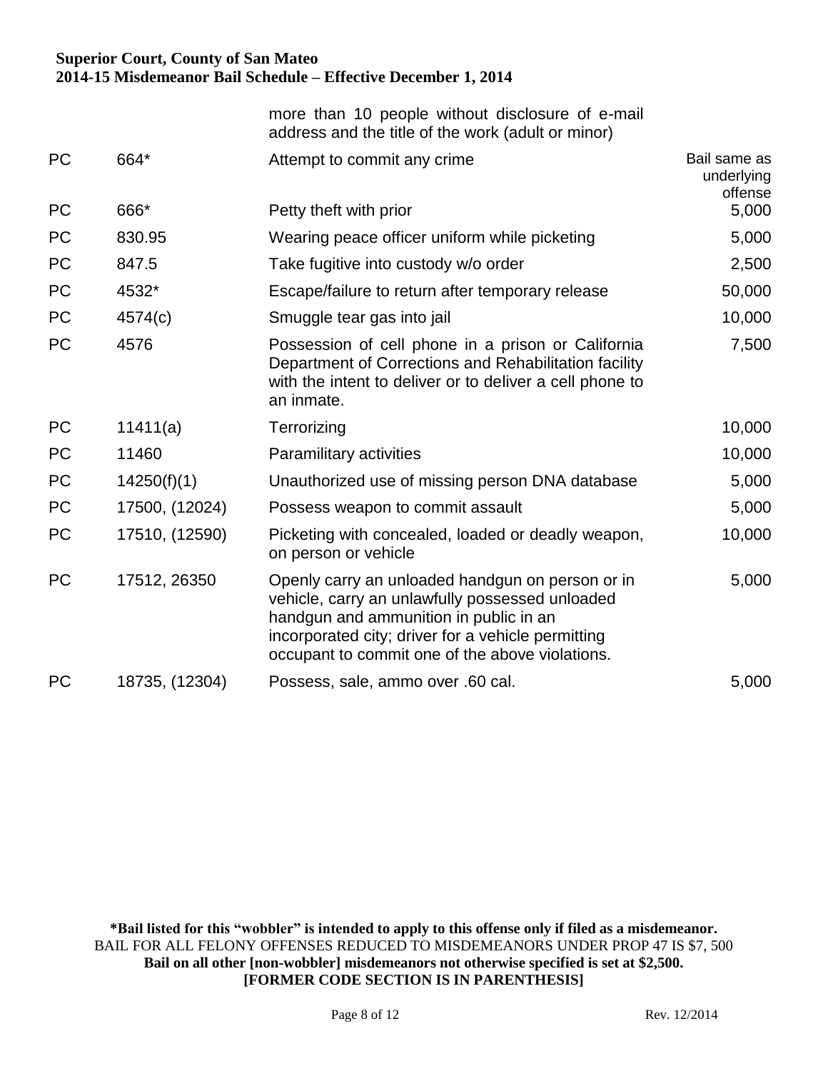| | | | |
|---|---|---|---|
| | | more than 10 people without disclosure of e-mail address and the title of the work (adult or minor) | |
| PC | 664* | Attempt to commit any crime | Bail same as underlying offense |
| PC | 666* | Petty theft with prior | 5,000 |
| PC | 830.95 | Wearing peace officer uniform while picketing | 5,000 |
| PC | 847.5 | Take fugitive into custody w/o order | 2,500 |
| PC | 4532* | Escape/failure to return after temporary release | 50,000 |
| PC | 4574(c) | Smuggle tear gas into jail | 10,000 |
| PC | 4576 | Possession of cell phone in a prison or California Department of Corrections and Rehabilitation facility with the intent to deliver or to deliver a cell phone to an inmate. | 7,500 |
| PC | 11411(a) | Terrorizing | 10,000 |
| PC | 11460 | Paramilitary activities | 10,000 |
| PC | 14250(f)(1) | Unauthorized use of missing person DNA database | 5,000 |
| PC | 17500, (12024) | Possess weapon to commit assault | 5,000 |
| PC | 17510, (12590) | Picketing with concealed, loaded or deadly weapon, on person or vehicle | 10,000 |
| PC | 17512, 26350 | Openly carry an unloaded handgun on person or in vehicle, carry an unlawfully possessed unloaded handgun and ammunition in public in an incorporated city; driver for a vehicle permitting occupant to commit one of the above violations. | 5,000 |
| PC | 18735, (12304) | Possess, sale, ammo over .60 cal. | 5,000 |

**\*Bail listed for this "wobbler" is intended to apply to this offense only if filed as a misdemeanor.**
BAIL FOR ALL FELONY OFFENSES REDUCED TO MISDEMEANORS UNDER PROP 47 IS $7, 500
**Bail on all other [non-wobbler] misdemeanors not otherwise specified is set at $2,500.**
**[FORMER CODE SECTION IS IN PARENTHESIS]**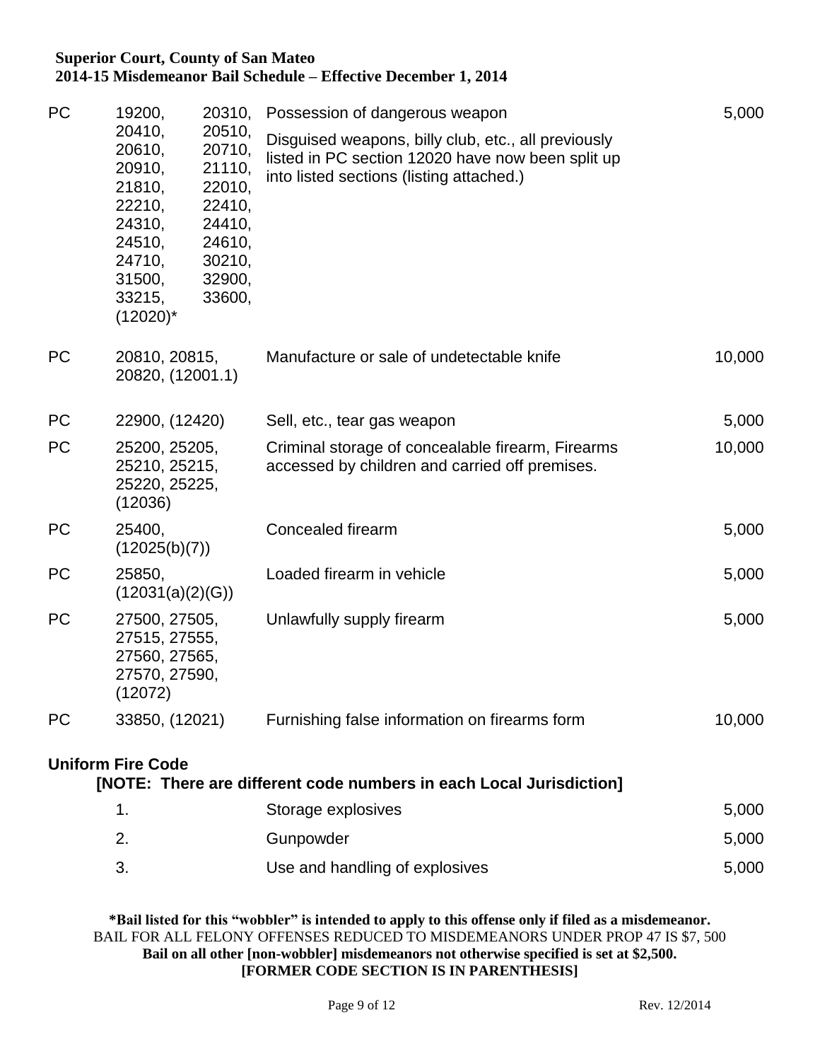**Superior Court, County of San Mateo**
**2014-15 Misdemeanor Bail Schedule – Effective December 1, 2014**

| | | | |
|---|---|---|---|
| PC | 19200, 20310, 20410, 20510, 20610, 20710, 20910, 21110, 21810, 22010, 22210, 22410, 24310, 24410, 24510, 24610, 24710, 30210, 31500, 32900, 33215, 33600, (12020)* | Possession of dangerous weapon<br>Disguised weapons, billy club, etc., all previously listed in PC section 12020 have now been split up into listed sections (listing attached.) | 5,000 |
| PC | 20810, 20815, 20820, (12001.1) | Manufacture or sale of undetectable knife | 10,000 |
| PC | 22900, (12420) | Sell, etc., tear gas weapon | 5,000 |
| PC | 25200, 25205, 25210, 25215, 25220, 25225, (12036) | Criminal storage of concealable firearm, Firearms accessed by children and carried off premises. | 10,000 |
| PC | 25400, (12025(b)(7)) | Concealed firearm | 5,000 |
| PC | 25850, (12031(a)(2)(G)) | Loaded firearm in vehicle | 5,000 |
| PC | 27500, 27505, 27515, 27555, 27560, 27565, 27570, 27590, (12072) | Unlawfully supply firearm | 5,000 |
| PC | 33850, (12021) | Furnishing false information on firearms form | 10,000 |

**Uniform Fire Code**

**[NOTE: There are different code numbers in each Local Jurisdiction]**

| | | |
|---|---|---|
| 1. | Storage explosives | 5,000 |
| 2. | Gunpowder | 5,000 |
| 3. | Use and handling of explosives | 5,000 |

**\*Bail listed for this "wobbler" is intended to apply to this offense only if filed as a misdemeanor.**
BAIL FOR ALL FELONY OFFENSES REDUCED TO MISDEMEANORS UNDER PROP 47 IS $7, 500
**Bail on all other [non-wobbler] misdemeanors not otherwise specified is set at $2,500.**
**[FORMER CODE SECTION IS IN PARENTHESIS]**

Rev. 12/2014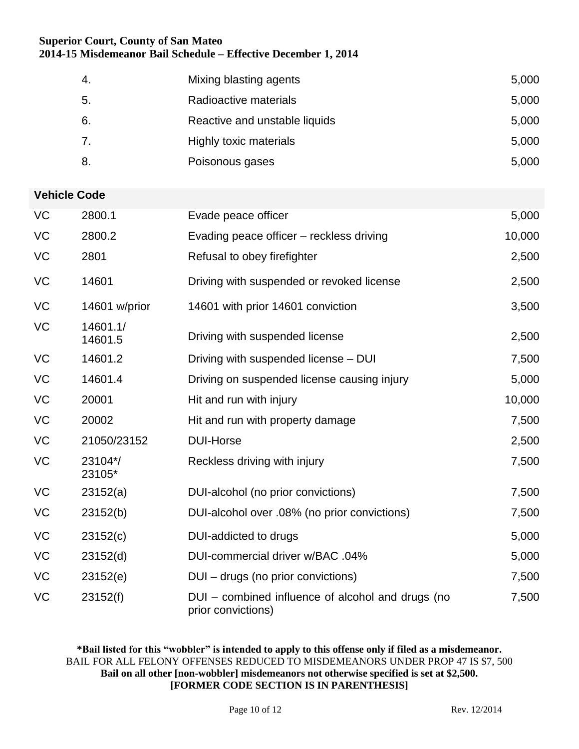**Superior Court, County of San Mateo**
**2014-15 Misdemeanor Bail Schedule – Effective December 1, 2014**

| | | | |
|---|---|---|---|
| | 4. | Mixing blasting agents | 5,000 |
| | 5. | Radioactive materials | 5,000 |
| | 6. | Reactive and unstable liquids | 5,000 |
| | 7. | Highly toxic materials | 5,000 |
| | 8. | Poisonous gases | 5,000 |
| **Vehicle Code** | | | |
| VC | 2800.1 | Evade peace officer | 5,000 |
| VC | 2800.2 | Evading peace officer – reckless driving | 10,000 |
| VC | 2801 | Refusal to obey firefighter | 2,500 |
| VC | 14601 | Driving with suspended or revoked license | 2,500 |
| VC | 14601 w/prior | 14601 with prior 14601 conviction | 3,500 |
| VC | 14601.1/ 14601.5 | Driving with suspended license | 2,500 |
| VC | 14601.2 | Driving with suspended license – DUI | 7,500 |
| VC | 14601.4 | Driving on suspended license causing injury | 5,000 |
| VC | 20001 | Hit and run with injury | 10,000 |
| VC | 20002 | Hit and run with property damage | 7,500 |
| VC | 21050/23152 | DUI-Horse | 2,500 |
| VC | 23104*/ 23105* | Reckless driving with injury | 7,500 |
| VC | 23152(a) | DUI-alcohol (no prior convictions) | 7,500 |
| VC | 23152(b) | DUI-alcohol over .08% (no prior convictions) | 7,500 |
| VC | 23152(c) | DUI-addicted to drugs | 5,000 |
| VC | 23152(d) | DUI-commercial driver w/BAC .04% | 5,000 |
| VC | 23152(e) | DUI – drugs (no prior convictions) | 7,500 |
| VC | 23152(f) | DUI – combined influence of alcohol and drugs (no prior convictions) | 7,500 |

**\*Bail listed for this "wobbler" is intended to apply to this offense only if filed as a misdemeanor.**
BAIL FOR ALL FELONY OFFENSES REDUCED TO MISDEMEANORS UNDER PROP 47 IS $7, 500
**Bail on all other [non-wobbler] misdemeanors not otherwise specified is set at $2,500.**
**[FORMER CODE SECTION IS IN PARENTHESIS]**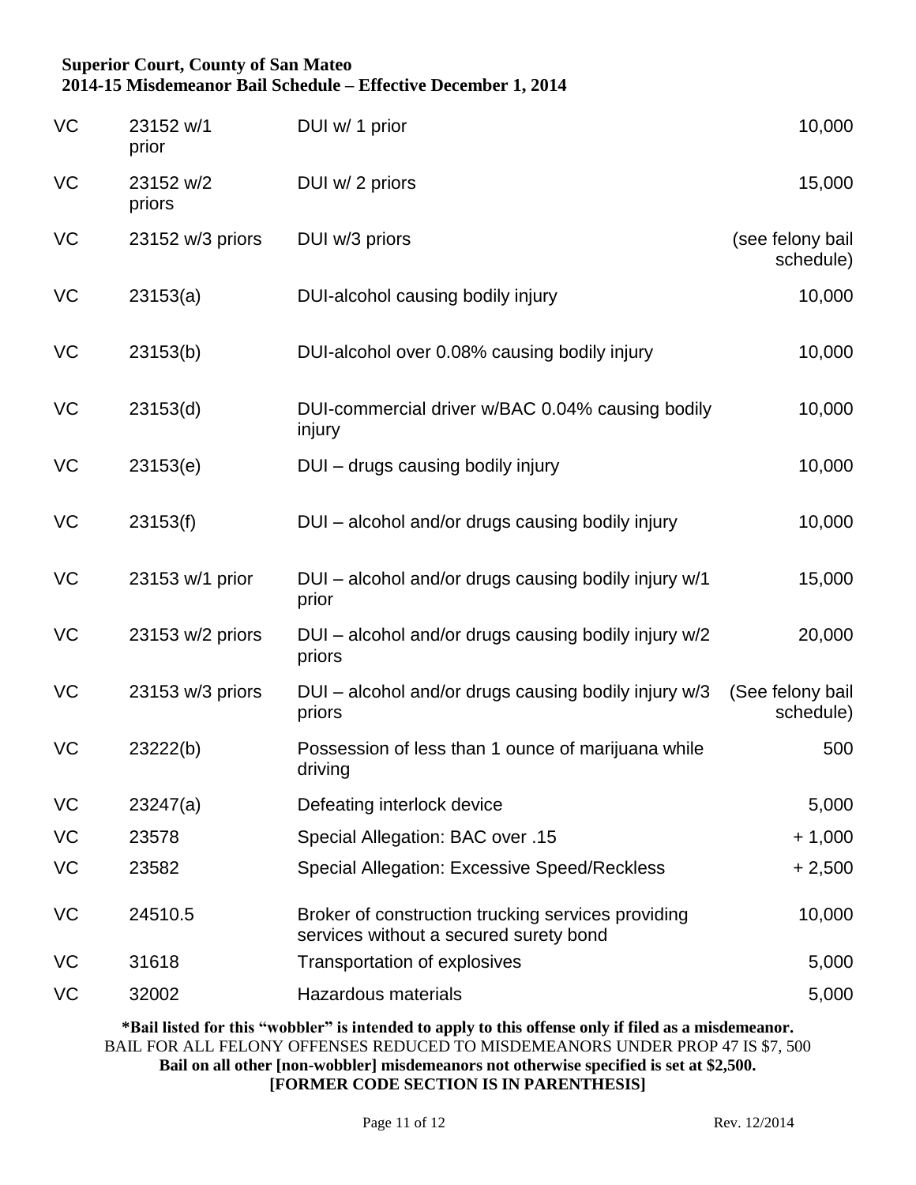**Superior Court, County of San Mateo**
**2014-15 Misdemeanor Bail Schedule – Effective December 1, 2014**

| | | | |
|---|---|---|---|
| VC | 23152 w/1 prior | DUI w/ 1 prior | 10,000 |
| VC | 23152 w/2 priors | DUI w/ 2 priors | 15,000 |
| VC | 23152 w/3 priors | DUI w/3 priors | (see felony bail schedule) |
| VC | 23153(a) | DUI-alcohol causing bodily injury | 10,000 |
| VC | 23153(b) | DUI-alcohol over 0.08% causing bodily injury | 10,000 |
| VC | 23153(d) | DUI-commercial driver w/BAC 0.04% causing bodily injury | 10,000 |
| VC | 23153(e) | DUI – drugs causing bodily injury | 10,000 |
| VC | 23153(f) | DUI – alcohol and/or drugs causing bodily injury | 10,000 |
| VC | 23153 w/1 prior | DUI – alcohol and/or drugs causing bodily injury w/1 prior | 15,000 |
| VC | 23153 w/2 priors | DUI – alcohol and/or drugs causing bodily injury w/2 priors | 20,000 |
| VC | 23153 w/3 priors | DUI – alcohol and/or drugs causing bodily injury w/3 priors | (See felony bail schedule) |
| VC | 23222(b) | Possession of less than 1 ounce of marijuana while driving | 500 |
| VC | 23247(a) | Defeating interlock device | 5,000 |
| VC | 23578 | Special Allegation: BAC over .15 | + 1,000 |
| VC | 23582 | Special Allegation: Excessive Speed/Reckless | + 2,500 |
| VC | 24510.5 | Broker of construction trucking services providing services without a secured surety bond | 10,000 |
| VC | 31618 | Transportation of explosives | 5,000 |
| VC | 32002 | Hazardous materials | 5,000 |

**\*Bail listed for this "wobbler" is intended to apply to this offense only if filed as a misdemeanor.**
BAIL FOR ALL FELONY OFFENSES REDUCED TO MISDEMEANORS UNDER PROP 47 IS $7, 500
**Bail on all other [non-wobbler] misdemeanors not otherwise specified is set at $2,500.**
**[FORMER CODE SECTION IS IN PARENTHESIS]**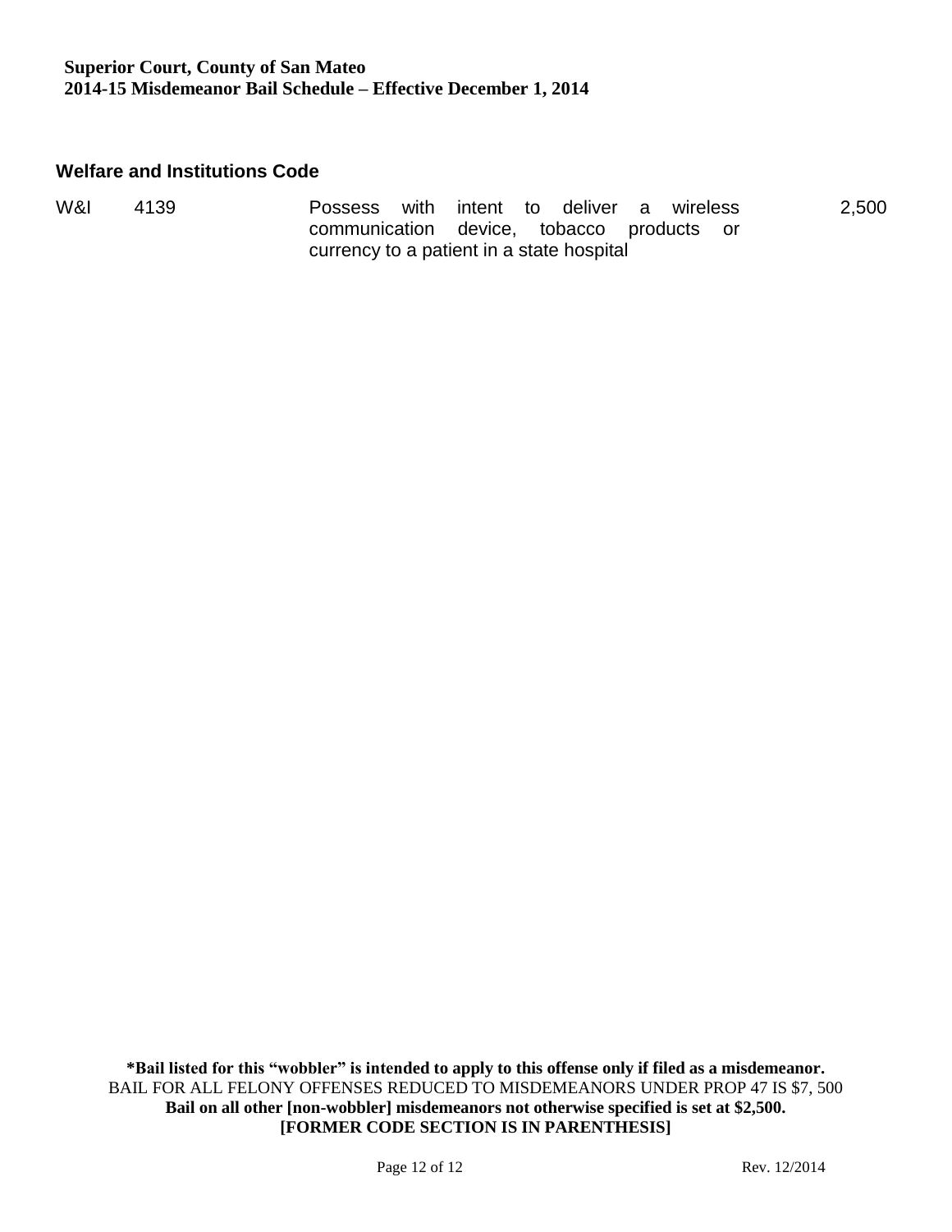## Welfare and Institutions Code

| | | | |
|---|---|---|---|
| W&I | 4139 | Possess with intent to deliver a wireless communication device, tobacco products or currency to a patient in a state hospital | 2,500 |

**\*Bail listed for this "wobbler" is intended to apply to this offense only if filed as a misdemeanor.**
BAIL FOR ALL FELONY OFFENSES REDUCED TO MISDEMEANORS UNDER PROP 47 IS $7, 500
**Bail on all other [non-wobbler] misdemeanors not otherwise specified is set at $2,500.**
**[FORMER CODE SECTION IS IN PARENTHESIS]**